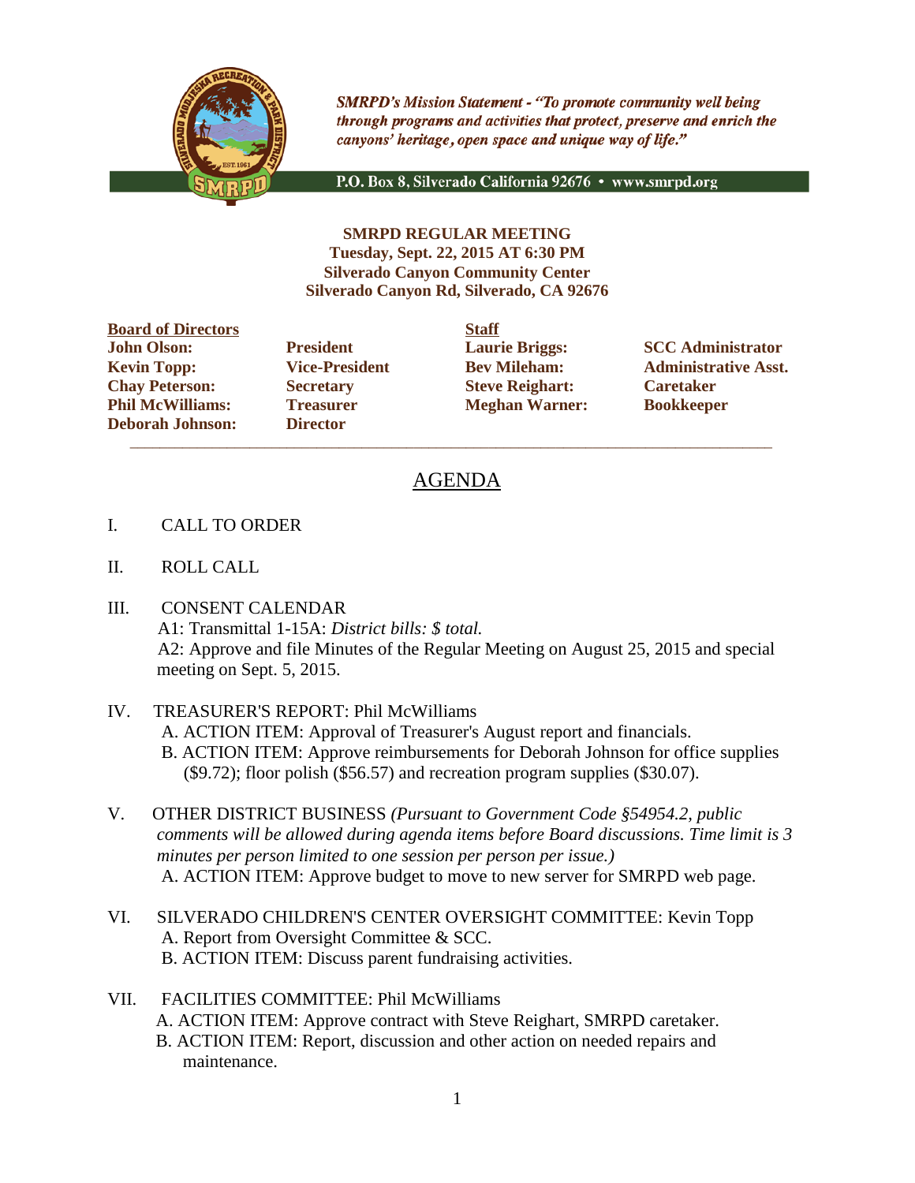*SMRPD's Mission Statement - "To promote community well being through programs and activities that protect, preserve and enrich the canyons' heritage, open space and unique way of life."*

P.O. Box 8, Silverado California 92676 • www.smrpd.org

**SMRPD REGULAR MEETING**
**Tuesday, Sept. 22, 2015 AT 6:30 PM**
**Silverado Canyon Community Center**
**Silverado Canyon Rd, Silverado, CA 92676**

| **Board of Directors** | | **Staff** | |
|---|---|---|---|
| **John Olson:** | **President** | **Laurie Briggs:** | **SCC Administrator** |
| **Kevin Topp:** | **Vice-President** | **Bev Mileham:** | **Administrative Asst.** |
| **Chay Peterson:** | **Secretary** | **Steve Reighart:** | **Caretaker** |
| **Phil McWilliams:** | **Treasurer** | **Meghan Warner:** | **Bookkeeper** |
| **Deborah Johnson:** | **Director** | | |

# AGENDA

I. CALL TO ORDER

II. ROLL CALL

III. CONSENT CALENDAR
A1: Transmittal 1-15A: *District bills: $ total.*
A2: Approve and file Minutes of the Regular Meeting on August 25, 2015 and special meeting on Sept. 5, 2015.

IV. TREASURER'S REPORT: Phil McWilliams
A. ACTION ITEM: Approval of Treasurer's August report and financials.
B. ACTION ITEM: Approve reimbursements for Deborah Johnson for office supplies ($9.72); floor polish ($56.57) and recreation program supplies ($30.07).

V. OTHER DISTRICT BUSINESS *(Pursuant to Government Code §54954.2, public comments will be allowed during agenda items before Board discussions. Time limit is 3 minutes per person limited to one session per person per issue.)*
A. ACTION ITEM: Approve budget to move to new server for SMRPD web page.

VI. SILVERADO CHILDREN'S CENTER OVERSIGHT COMMITTEE: Kevin Topp
A. Report from Oversight Committee & SCC.
B. ACTION ITEM: Discuss parent fundraising activities.

VII. FACILITIES COMMITTEE: Phil McWilliams
A. ACTION ITEM: Approve contract with Steve Reighart, SMRPD caretaker.
B. ACTION ITEM: Report, discussion and other action on needed repairs and maintenance.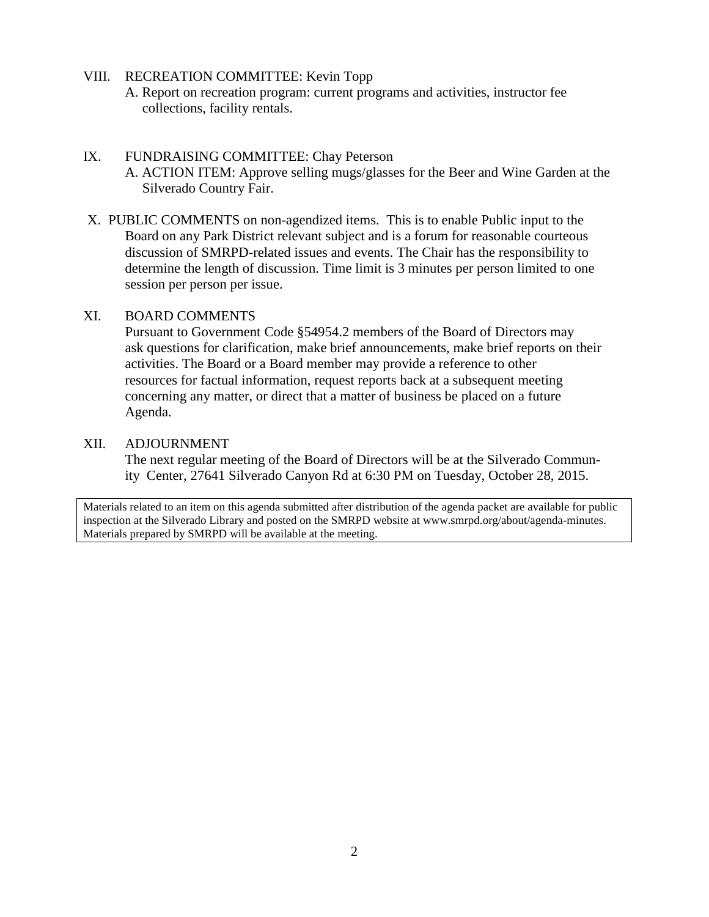VIII. RECREATION COMMITTEE: Kevin Topp

A. Report on recreation program: current programs and activities, instructor fee collections, facility rentals.

IX. FUNDRAISING COMMITTEE: Chay Peterson

A. ACTION ITEM: Approve selling mugs/glasses for the Beer and Wine Garden at the Silverado Country Fair.

X. PUBLIC COMMENTS on non-agendized items. This is to enable Public input to the Board on any Park District relevant subject and is a forum for reasonable courteous discussion of SMRPD-related issues and events. The Chair has the responsibility to determine the length of discussion. Time limit is 3 minutes per person limited to one session per person per issue.

XI. BOARD COMMENTS

Pursuant to Government Code §54954.2 members of the Board of Directors may ask questions for clarification, make brief announcements, make brief reports on their activities. The Board or a Board member may provide a reference to other resources for factual information, request reports back at a subsequent meeting concerning any matter, or direct that a matter of business be placed on a future Agenda.

XII. ADJOURNMENT

The next regular meeting of the Board of Directors will be at the Silverado Community Center, 27641 Silverado Canyon Rd at 6:30 PM on Tuesday, October 28, 2015.

Materials related to an item on this agenda submitted after distribution of the agenda packet are available for public inspection at the Silverado Library and posted on the SMRPD website at www.smrpd.org/about/agenda-minutes. Materials prepared by SMRPD will be available at the meeting.